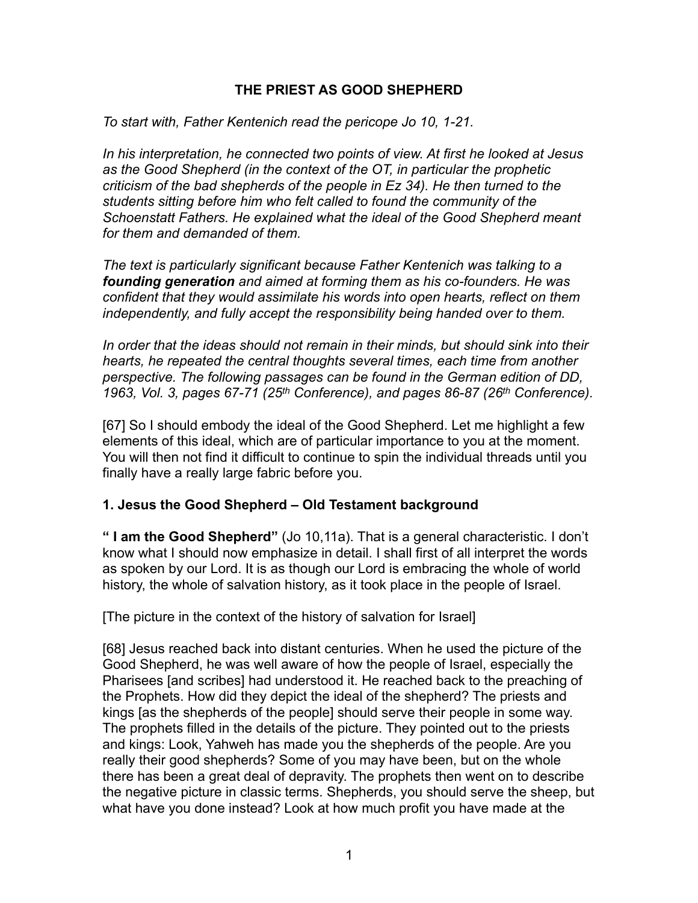# THE PRIEST AS GOOD SHEPHERD

*To start with, Father Kentenich read the pericope Jo 10, 1-21.*

*In his interpretation, he connected two points of view. At first he looked at Jesus as the Good Shepherd (in the context of the OT, in particular the prophetic criticism of the bad shepherds of the people in Ez 34). He then turned to the students sitting before him who felt called to found the community of the Schoenstatt Fathers. He explained what the ideal of the Good Shepherd meant for them and demanded of them.*

*The text is particularly significant because Father Kentenich was talking to a **founding generation** and aimed at forming them as his co-founders. He was confident that they would assimilate his words into open hearts, reflect on them independently, and fully accept the responsibility being handed over to them.*

*In order that the ideas should not remain in their minds, but should sink into their hearts, he repeated the central thoughts several times, each time from another perspective. The following passages can be found in the German edition of DD, 1963, Vol. 3, pages 67-71 (25th Conference), and pages 86-87 (26th Conference).*

[67] So I should embody the ideal of the Good Shepherd. Let me highlight a few elements of this ideal, which are of particular importance to you at the moment. You will then not find it difficult to continue to spin the individual threads until you finally have a really large fabric before you.

### 1. Jesus the Good Shepherd – Old Testament background

**" I am the Good Shepherd"** (Jo 10,11a). That is a general characteristic. I don't know what I should now emphasize in detail. I shall first of all interpret the words as spoken by our Lord. It is as though our Lord is embracing the whole of world history, the whole of salvation history, as it took place in the people of Israel.

[The picture in the context of the history of salvation for Israel]

[68] Jesus reached back into distant centuries. When he used the picture of the Good Shepherd, he was well aware of how the people of Israel, especially the Pharisees [and scribes] had understood it. He reached back to the preaching of the Prophets. How did they depict the ideal of the shepherd? The priests and kings [as the shepherds of the people] should serve their people in some way. The prophets filled in the details of the picture. They pointed out to the priests and kings: Look, Yahweh has made you the shepherds of the people. Are you really their good shepherds? Some of you may have been, but on the whole there has been a great deal of depravity. The prophets then went on to describe the negative picture in classic terms. Shepherds, you should serve the sheep, but what have you done instead? Look at how much profit you have made at the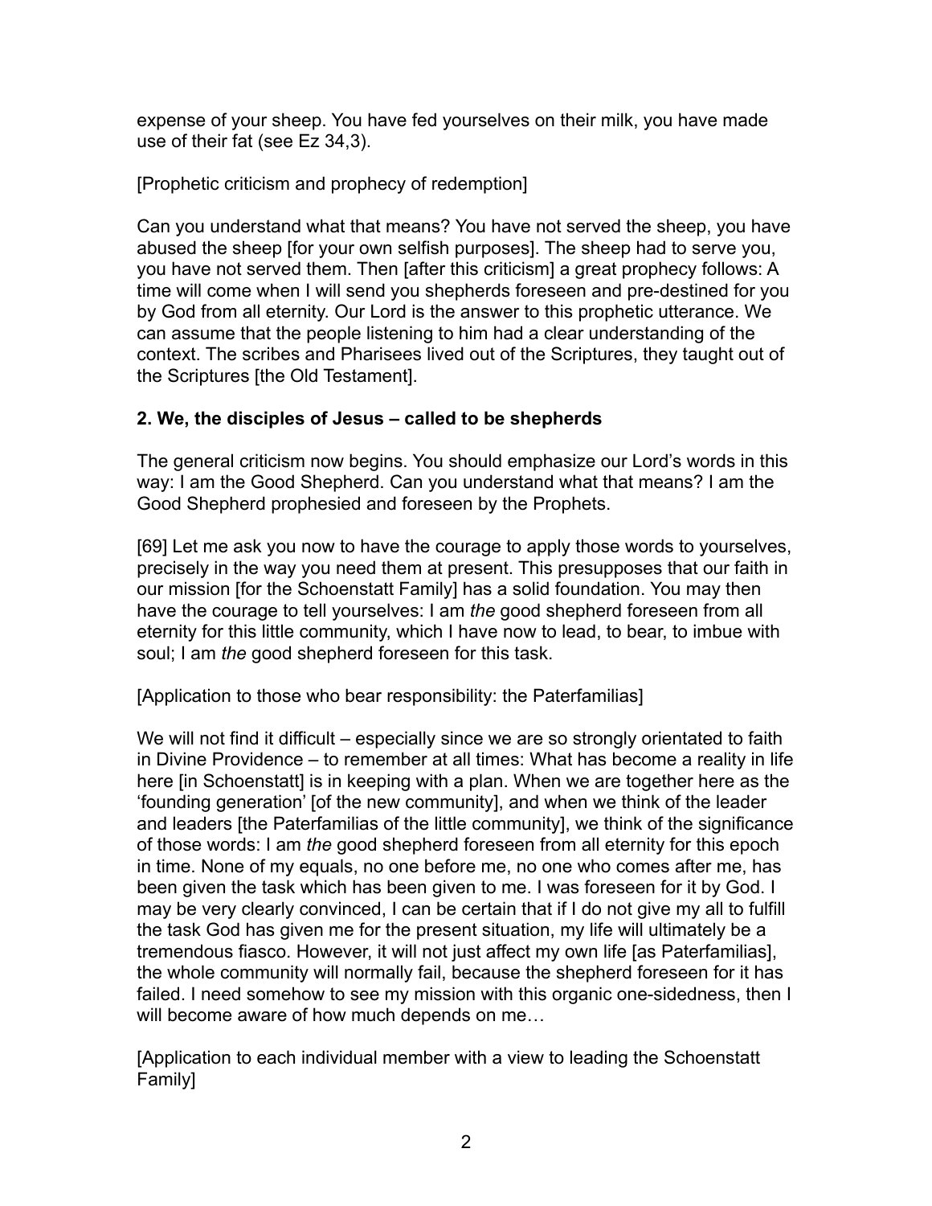expense of your sheep. You have fed yourselves on their milk, you have made use of their fat (see Ez 34,3).

[Prophetic criticism and prophecy of redemption]

Can you understand what that means? You have not served the sheep, you have abused the sheep [for your own selfish purposes]. The sheep had to serve you, you have not served them. Then [after this criticism] a great prophecy follows: A time will come when I will send you shepherds foreseen and pre-destined for you by God from all eternity. Our Lord is the answer to this prophetic utterance. We can assume that the people listening to him had a clear understanding of the context. The scribes and Pharisees lived out of the Scriptures, they taught out of the Scriptures [the Old Testament].

### 2. We, the disciples of Jesus – called to be shepherds

The general criticism now begins. You should emphasize our Lord's words in this way: I am the Good Shepherd. Can you understand what that means? I am the Good Shepherd prophesied and foreseen by the Prophets.

[69] Let me ask you now to have the courage to apply those words to yourselves, precisely in the way you need them at present. This presupposes that our faith in our mission [for the Schoenstatt Family] has a solid foundation. You may then have the courage to tell yourselves: I am *the* good shepherd foreseen from all eternity for this little community, which I have now to lead, to bear, to imbue with soul; I am *the* good shepherd foreseen for this task.

[Application to those who bear responsibility: the Paterfamilias]

We will not find it difficult – especially since we are so strongly orientated to faith in Divine Providence – to remember at all times: What has become a reality in life here [in Schoenstatt] is in keeping with a plan. When we are together here as the 'founding generation' [of the new community], and when we think of the leader and leaders [the Paterfamilias of the little community], we think of the significance of those words: I am *the* good shepherd foreseen from all eternity for this epoch in time. None of my equals, no one before me, no one who comes after me, has been given the task which has been given to me. I was foreseen for it by God. I may be very clearly convinced, I can be certain that if I do not give my all to fulfill the task God has given me for the present situation, my life will ultimately be a tremendous fiasco. However, it will not just affect my own life [as Paterfamilias], the whole community will normally fail, because the shepherd foreseen for it has failed. I need somehow to see my mission with this organic one-sidedness, then I will become aware of how much depends on me…

[Application to each individual member with a view to leading the Schoenstatt Family]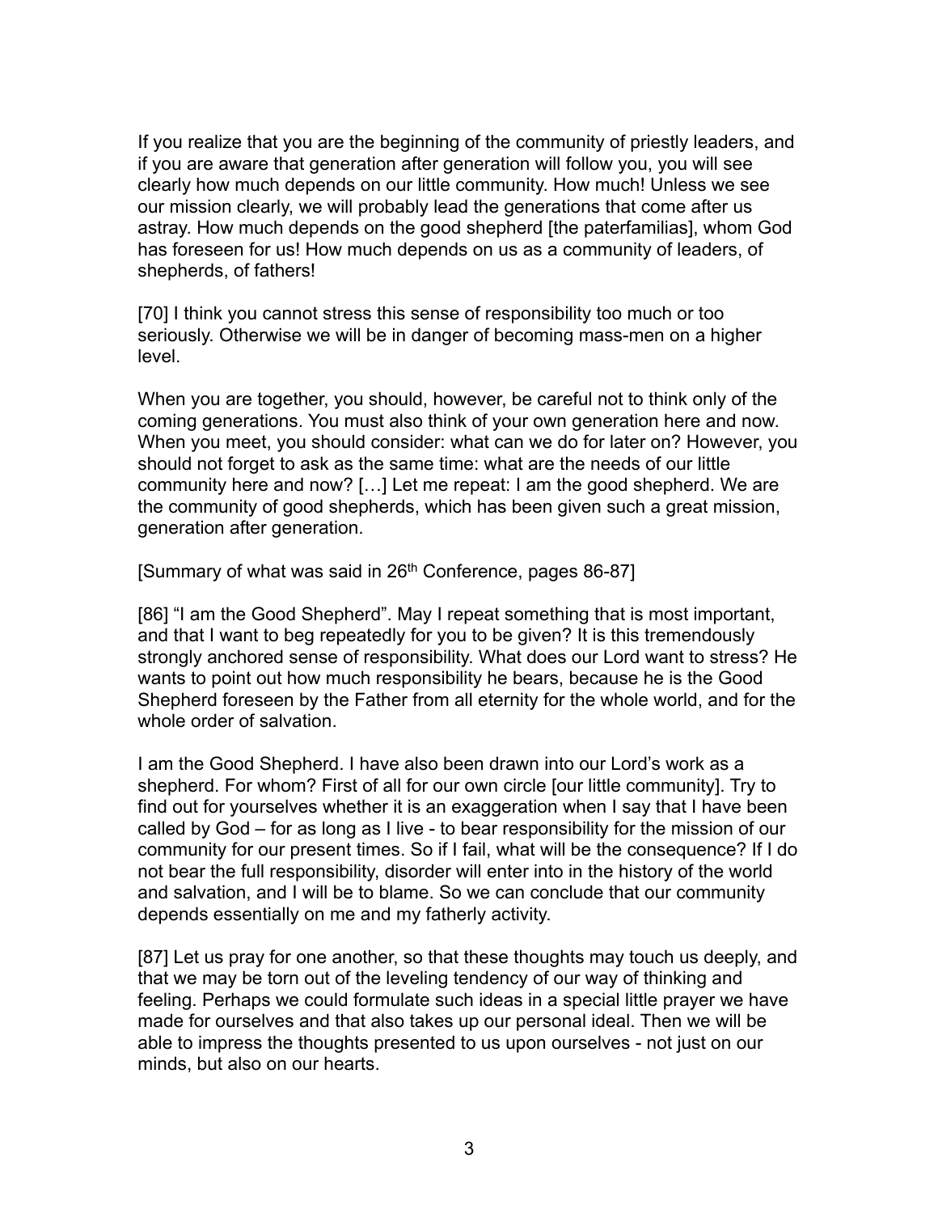If you realize that you are the beginning of the community of priestly leaders, and if you are aware that generation after generation will follow you, you will see clearly how much depends on our little community. How much! Unless we see our mission clearly, we will probably lead the generations that come after us astray. How much depends on the good shepherd [the paterfamilias], whom God has foreseen for us! How much depends on us as a community of leaders, of shepherds, of fathers!

[70] I think you cannot stress this sense of responsibility too much or too seriously. Otherwise we will be in danger of becoming mass-men on a higher level.

When you are together, you should, however, be careful not to think only of the coming generations. You must also think of your own generation here and now. When you meet, you should consider: what can we do for later on? However, you should not forget to ask as the same time: what are the needs of our little community here and now? […] Let me repeat: I am the good shepherd. We are the community of good shepherds, which has been given such a great mission, generation after generation.

[Summary of what was said in 26th Conference, pages 86-87]

[86] "I am the Good Shepherd". May I repeat something that is most important, and that I want to beg repeatedly for you to be given? It is this tremendously strongly anchored sense of responsibility. What does our Lord want to stress? He wants to point out how much responsibility he bears, because he is the Good Shepherd foreseen by the Father from all eternity for the whole world, and for the whole order of salvation.

I am the Good Shepherd. I have also been drawn into our Lord's work as a shepherd. For whom? First of all for our own circle [our little community]. Try to find out for yourselves whether it is an exaggeration when I say that I have been called by God – for as long as I live - to bear responsibility for the mission of our community for our present times. So if I fail, what will be the consequence? If I do not bear the full responsibility, disorder will enter into in the history of the world and salvation, and I will be to blame. So we can conclude that our community depends essentially on me and my fatherly activity.

[87] Let us pray for one another, so that these thoughts may touch us deeply, and that we may be torn out of the leveling tendency of our way of thinking and feeling. Perhaps we could formulate such ideas in a special little prayer we have made for ourselves and that also takes up our personal ideal. Then we will be able to impress the thoughts presented to us upon ourselves - not just on our minds, but also on our hearts.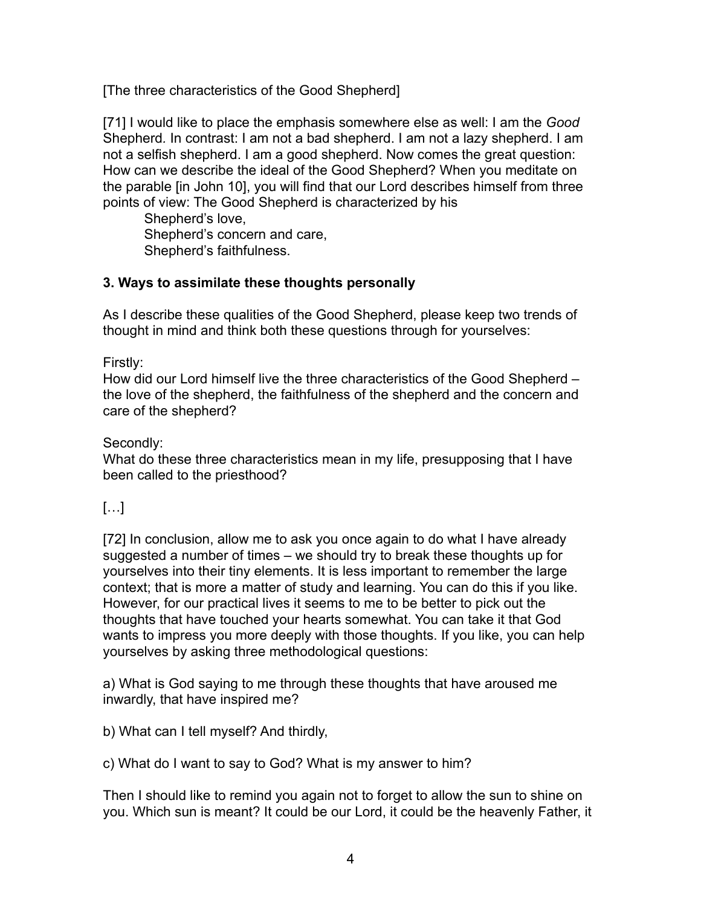[The three characteristics of the Good Shepherd]

[71] I would like to place the emphasis somewhere else as well: I am the *Good* Shepherd*.* In contrast: I am not a bad shepherd. I am not a lazy shepherd. I am not a selfish shepherd. I am a good shepherd. Now comes the great question: How can we describe the ideal of the Good Shepherd? When you meditate on the parable [in John 10], you will find that our Lord describes himself from three points of view: The Good Shepherd is characterized by his

Shepherd's love,
Shepherd's concern and care,
Shepherd's faithfulness.

**3. Ways to assimilate these thoughts personally**

As I describe these qualities of the Good Shepherd, please keep two trends of thought in mind and think both these questions through for yourselves:

Firstly:
How did our Lord himself live the three characteristics of the Good Shepherd – the love of the shepherd, the faithfulness of the shepherd and the concern and care of the shepherd?

Secondly:
What do these three characteristics mean in my life, presupposing that I have been called to the priesthood?

[…]

[72] In conclusion, allow me to ask you once again to do what I have already suggested a number of times – we should try to break these thoughts up for yourselves into their tiny elements. It is less important to remember the large context; that is more a matter of study and learning. You can do this if you like. However, for our practical lives it seems to me to be better to pick out the thoughts that have touched your hearts somewhat. You can take it that God wants to impress you more deeply with those thoughts. If you like, you can help yourselves by asking three methodological questions:

a) What is God saying to me through these thoughts that have aroused me inwardly, that have inspired me?

b) What can I tell myself? And thirdly,

c) What do I want to say to God? What is my answer to him?

Then I should like to remind you again not to forget to allow the sun to shine on you. Which sun is meant? It could be our Lord, it could be the heavenly Father, it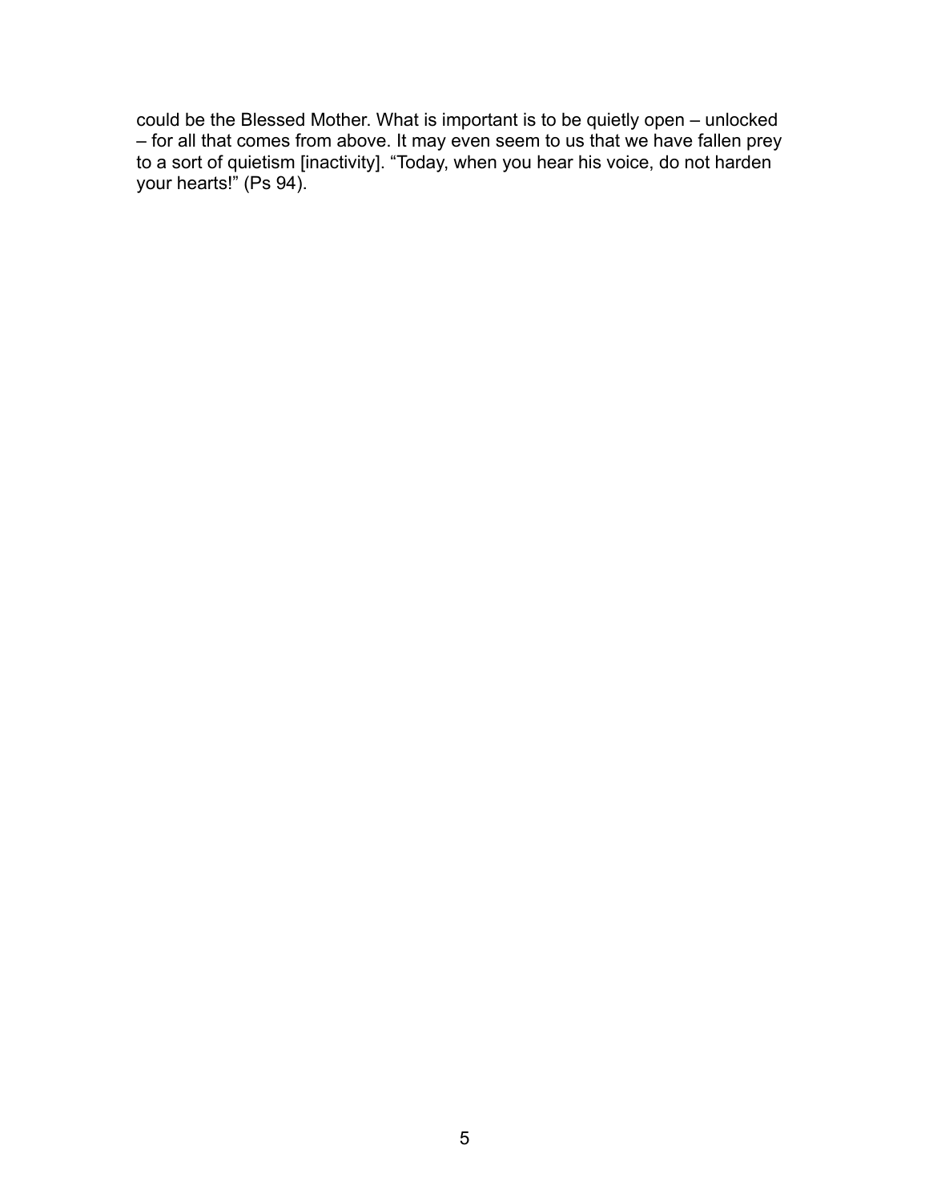could be the Blessed Mother. What is important is to be quietly open – unlocked – for all that comes from above. It may even seem to us that we have fallen prey to a sort of quietism [inactivity]. "Today, when you hear his voice, do not harden your hearts!" (Ps 94).